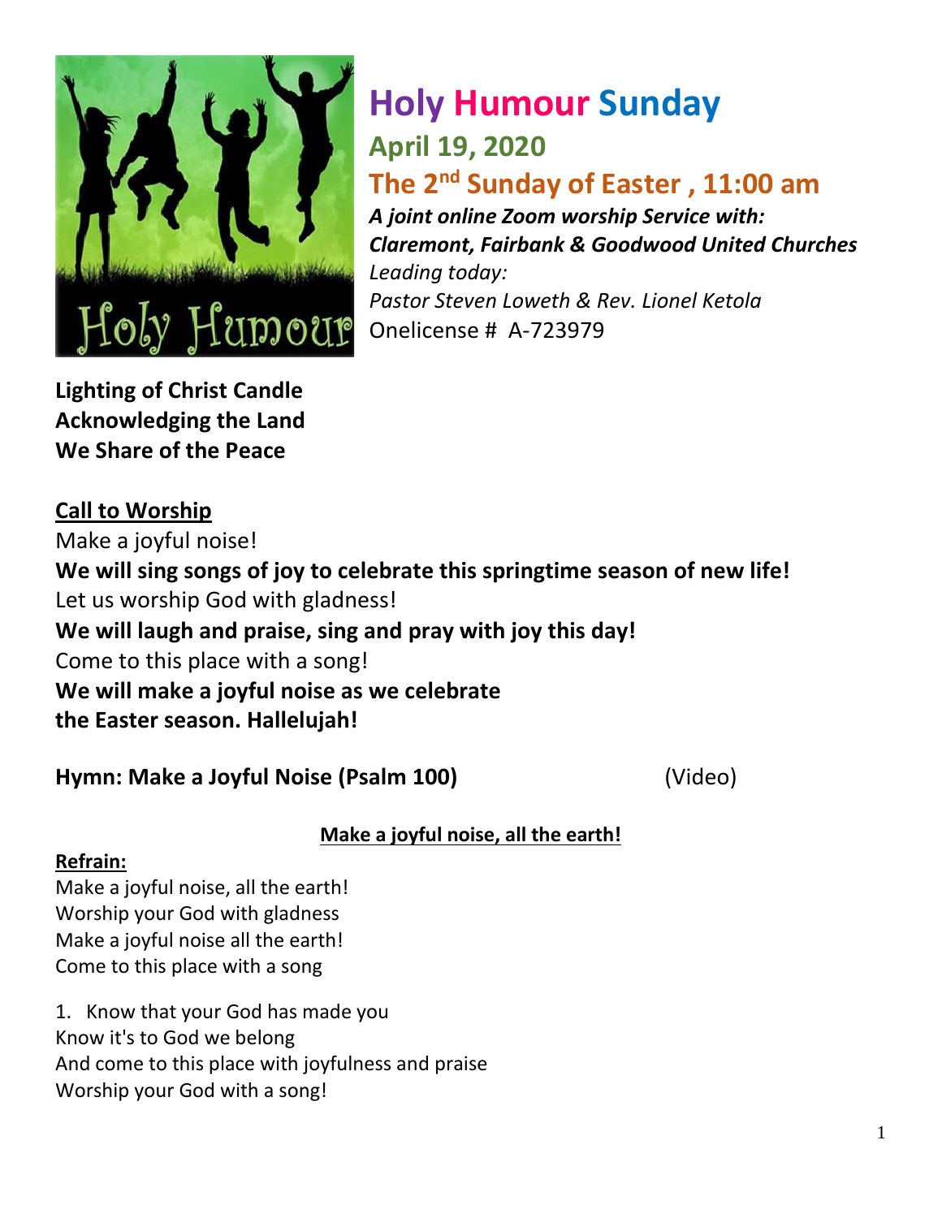# Holy Humour Sunday

## April 19, 2020

## The 2nd Sunday of Easter , 11:00 am

***A joint online Zoom worship Service with:***
***Claremont, Fairbank & Goodwood United Churches***
*Leading today:*
*Pastor Steven Loweth & Rev. Lionel Ketola*
Onelicense # A-723979

**Lighting of Christ Candle**
**Acknowledging the Land**
**We Share of the Peace**

**Call to Worship**

Make a joyful noise!
**We will sing songs of joy to celebrate this springtime season of new life!**
Let us worship God with gladness!
**We will laugh and praise, sing and pray with joy this day!**
Come to this place with a song!
**We will make a joyful noise as we celebrate**
**the Easter season. Hallelujah!**

**Hymn: Make a Joyful Noise (Psalm 100)** (Video)

**Make a joyful noise, all the earth!**

**Refrain:**
Make a joyful noise, all the earth!
Worship your God with gladness
Make a joyful noise all the earth!
Come to this place with a song

1. Know that your God has made you
Know it's to God we belong
And come to this place with joyfulness and praise
Worship your God with a song!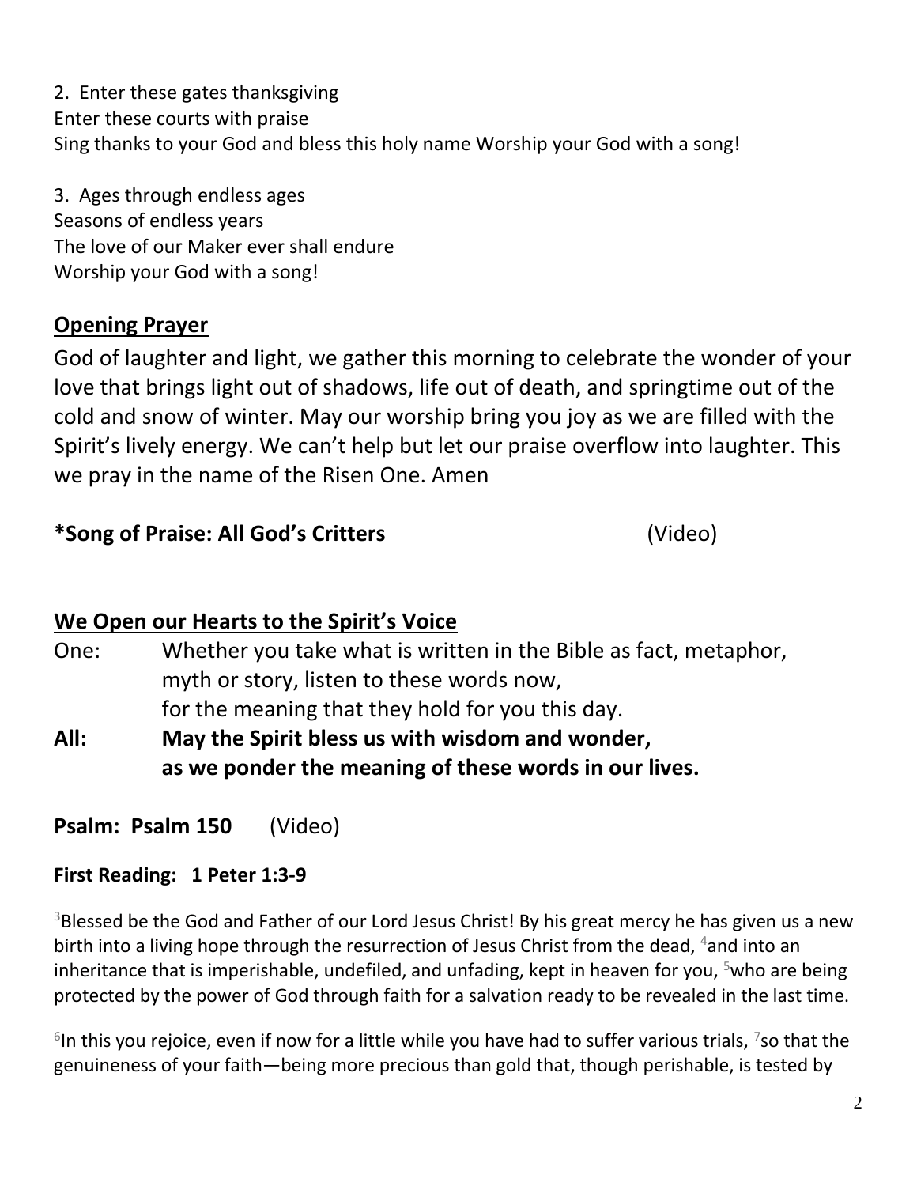2. Enter these gates thanksgiving
Enter these courts with praise
Sing thanks to your God and bless this holy name Worship your God with a song!

3. Ages through endless ages
Seasons of endless years
The love of our Maker ever shall endure
Worship your God with a song!

## Opening Prayer

God of laughter and light, we gather this morning to celebrate the wonder of your love that brings light out of shadows, life out of death, and springtime out of the cold and snow of winter. May our worship bring you joy as we are filled with the Spirit's lively energy. We can't help but let our praise overflow into laughter. This we pray in the name of the Risen One. Amen

**\*Song of Praise: All God's Critters** (Video)

## We Open our Hearts to the Spirit's Voice

One: Whether you take what is written in the Bible as fact, metaphor, myth or story, listen to these words now, for the meaning that they hold for you this day.

**All: May the Spirit bless us with wisdom and wonder, as we ponder the meaning of these words in our lives.**

**Psalm: Psalm 150** (Video)

**First Reading: 1 Peter 1:3-9**

[3]Blessed be the God and Father of our Lord Jesus Christ! By his great mercy he has given us a new birth into a living hope through the resurrection of Jesus Christ from the dead, [4]and into an inheritance that is imperishable, undefiled, and unfading, kept in heaven for you, [5]who are being protected by the power of God through faith for a salvation ready to be revealed in the last time.

[6]In this you rejoice, even if now for a little while you have had to suffer various trials, [7]so that the genuineness of your faith—being more precious than gold that, though perishable, is tested by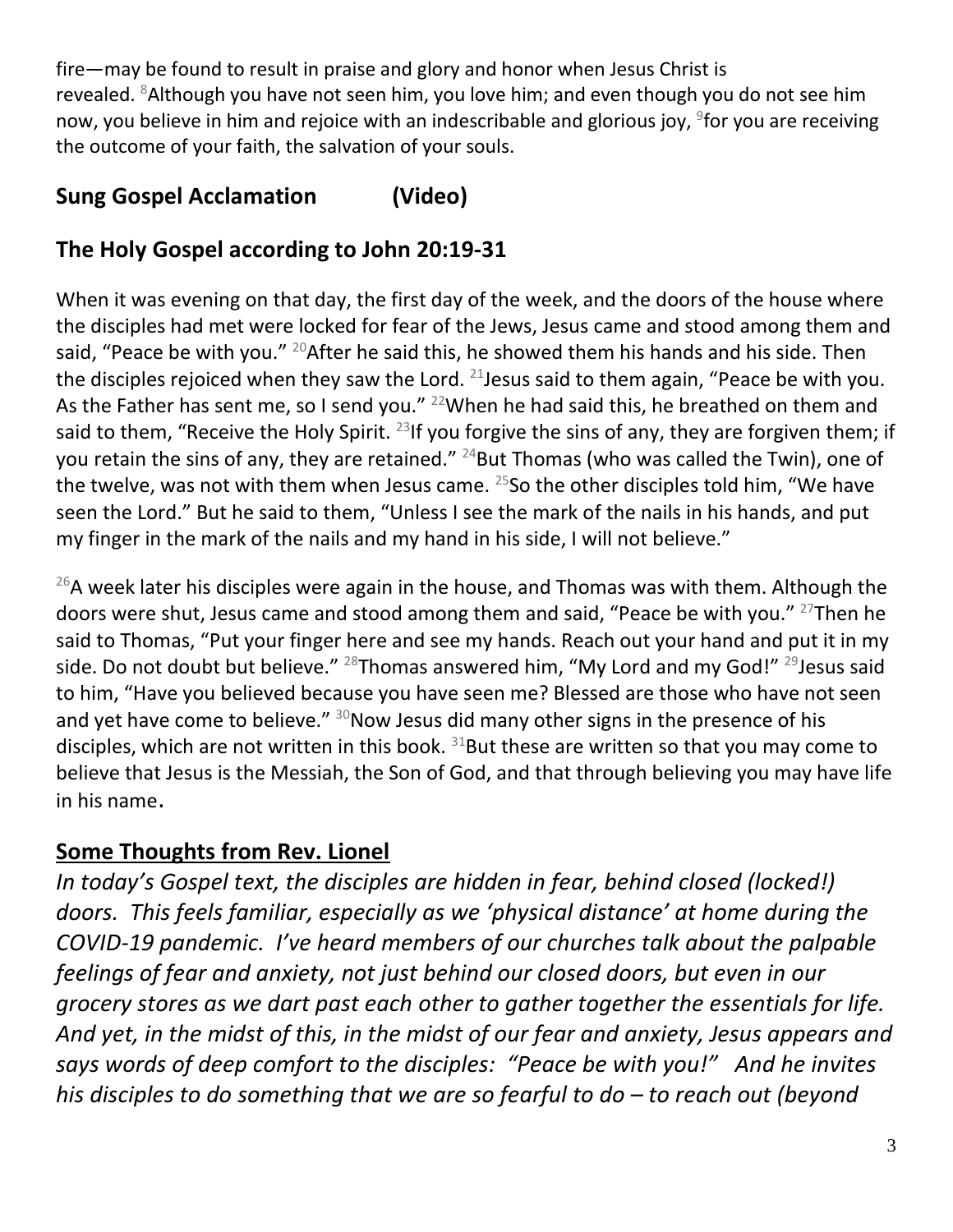fire—may be found to result in praise and glory and honor when Jesus Christ is revealed. [8]Although you have not seen him, you love him; and even though you do not see him now, you believe in him and rejoice with an indescribable and glorious joy, [9]for you are receiving the outcome of your faith, the salvation of your souls.

## Sung Gospel Acclamation (Video)

## The Holy Gospel according to John 20:19-31

When it was evening on that day, the first day of the week, and the doors of the house where the disciples had met were locked for fear of the Jews, Jesus came and stood among them and said, "Peace be with you." [20]After he said this, he showed them his hands and his side. Then the disciples rejoiced when they saw the Lord. [21]Jesus said to them again, "Peace be with you. As the Father has sent me, so I send you." [22]When he had said this, he breathed on them and said to them, "Receive the Holy Spirit. [23]If you forgive the sins of any, they are forgiven them; if you retain the sins of any, they are retained." [24]But Thomas (who was called the Twin), one of the twelve, was not with them when Jesus came. [25]So the other disciples told him, "We have seen the Lord." But he said to them, "Unless I see the mark of the nails in his hands, and put my finger in the mark of the nails and my hand in his side, I will not believe."

[26]A week later his disciples were again in the house, and Thomas was with them. Although the doors were shut, Jesus came and stood among them and said, "Peace be with you." [27]Then he said to Thomas, "Put your finger here and see my hands. Reach out your hand and put it in my side. Do not doubt but believe." [28]Thomas answered him, "My Lord and my God!" [29]Jesus said to him, "Have you believed because you have seen me? Blessed are those who have not seen and yet have come to believe." [30]Now Jesus did many other signs in the presence of his disciples, which are not written in this book. [31]But these are written so that you may come to believe that Jesus is the Messiah, the Son of God, and that through believing you may have life in his name.

## Some Thoughts from Rev. Lionel

*In today's Gospel text, the disciples are hidden in fear, behind closed (locked!) doors. This feels familiar, especially as we 'physical distance' at home during the COVID-19 pandemic. I've heard members of our churches talk about the palpable feelings of fear and anxiety, not just behind our closed doors, but even in our grocery stores as we dart past each other to gather together the essentials for life. And yet, in the midst of this, in the midst of our fear and anxiety, Jesus appears and says words of deep comfort to the disciples: "Peace be with you!" And he invites his disciples to do something that we are so fearful to do – to reach out (beyond*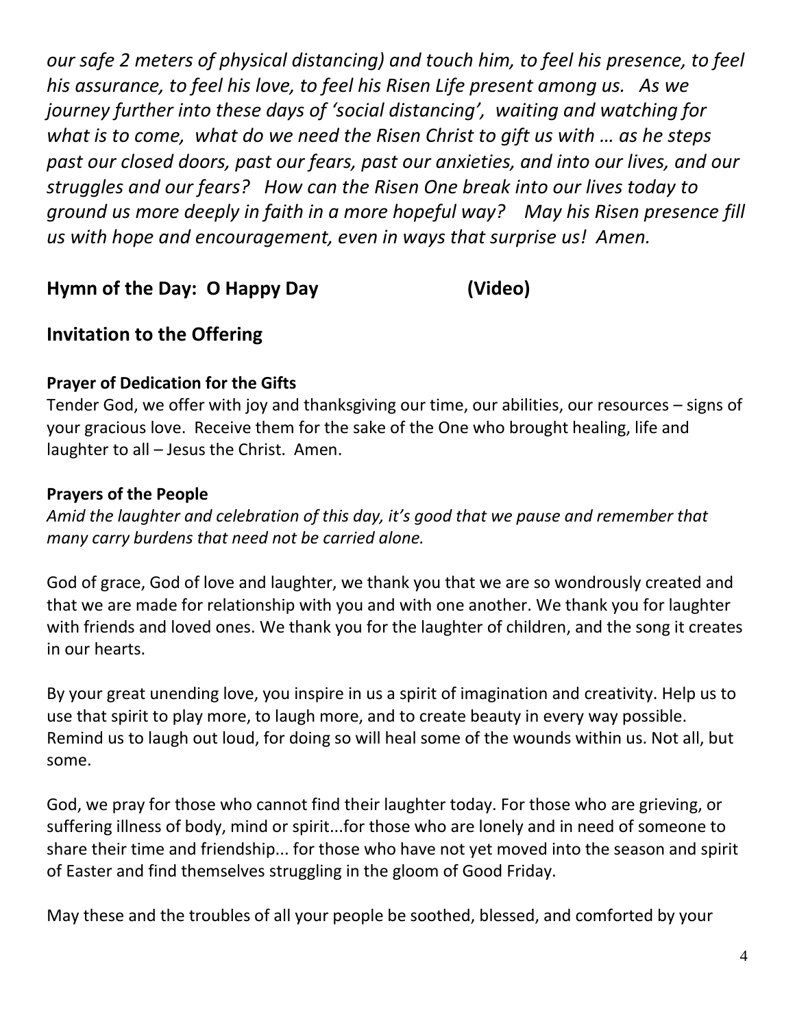*our safe 2 meters of physical distancing) and touch him, to feel his presence, to feel his assurance, to feel his love, to feel his Risen Life present among us. As we journey further into these days of 'social distancing', waiting and watching for what is to come, what do we need the Risen Christ to gift us with … as he steps past our closed doors, past our fears, past our anxieties, and into our lives, and our struggles and our fears? How can the Risen One break into our lives today to ground us more deeply in faith in a more hopeful way? May his Risen presence fill us with hope and encouragement, even in ways that surprise us! Amen.*

## Hymn of the Day: O Happy Day (Video)

## Invitation to the Offering

**Prayer of Dedication for the Gifts**

Tender God, we offer with joy and thanksgiving our time, our abilities, our resources – signs of your gracious love. Receive them for the sake of the One who brought healing, life and laughter to all – Jesus the Christ. Amen.

**Prayers of the People**

*Amid the laughter and celebration of this day, it's good that we pause and remember that many carry burdens that need not be carried alone.*

God of grace, God of love and laughter, we thank you that we are so wondrously created and that we are made for relationship with you and with one another. We thank you for laughter with friends and loved ones. We thank you for the laughter of children, and the song it creates in our hearts.

By your great unending love, you inspire in us a spirit of imagination and creativity. Help us to use that spirit to play more, to laugh more, and to create beauty in every way possible. Remind us to laugh out loud, for doing so will heal some of the wounds within us. Not all, but some.

God, we pray for those who cannot find their laughter today. For those who are grieving, or suffering illness of body, mind or spirit...for those who are lonely and in need of someone to share their time and friendship... for those who have not yet moved into the season and spirit of Easter and find themselves struggling in the gloom of Good Friday.

May these and the troubles of all your people be soothed, blessed, and comforted by your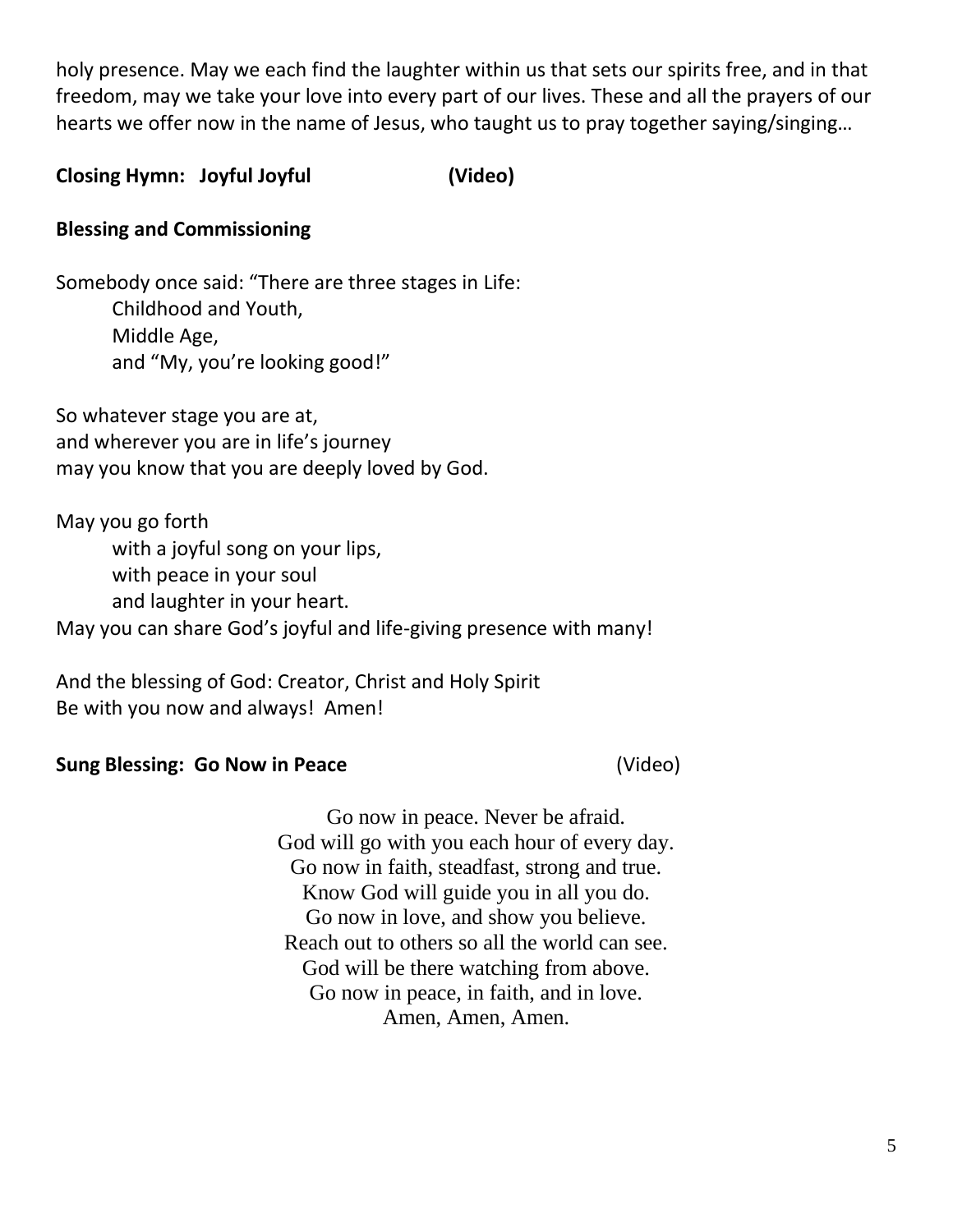holy presence. May we each find the laughter within us that sets our spirits free, and in that freedom, may we take your love into every part of our lives. These and all the prayers of our hearts we offer now in the name of Jesus, who taught us to pray together saying/singing…

**Closing Hymn: Joyful Joyful (Video)**

**Blessing and Commissioning**

Somebody once said: "There are three stages in Life:
Childhood and Youth,
Middle Age,
and "My, you're looking good!"

So whatever stage you are at,
and wherever you are in life's journey
may you know that you are deeply loved by God.

May you go forth
with a joyful song on your lips,
with peace in your soul
and laughter in your heart.
May you can share God's joyful and life-giving presence with many!

And the blessing of God: Creator, Christ and Holy Spirit
Be with you now and always! Amen!

**Sung Blessing: Go Now in Peace** (Video)

Go now in peace. Never be afraid.
God will go with you each hour of every day.
Go now in faith, steadfast, strong and true.
Know God will guide you in all you do.
Go now in love, and show you believe.
Reach out to others so all the world can see.
God will be there watching from above.
Go now in peace, in faith, and in love.
Amen, Amen, Amen.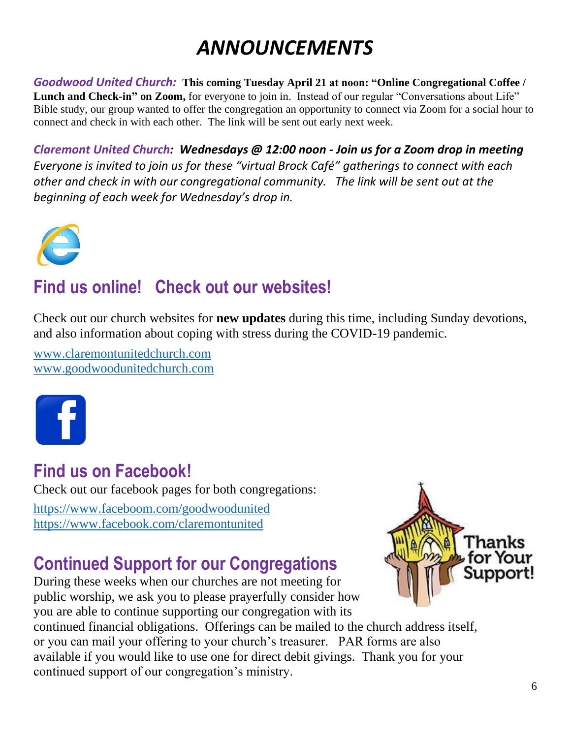# *ANNOUNCEMENTS*

***Goodwood United Church:*** **This coming Tuesday April 21 at noon: "Online Congregational Coffee / Lunch and Check-in" on Zoom,** for everyone to join in. Instead of our regular "Conversations about Life" Bible study, our group wanted to offer the congregation an opportunity to connect via Zoom for a social hour to connect and check in with each other. The link will be sent out early next week.

***Claremont United Church: Wednesdays @ 12:00 noon - Join us for a Zoom drop in meeting*** *Everyone is invited to join us for these "virtual Brock Café" gatherings to connect with each other and check in with our congregational community. The link will be sent out at the beginning of each week for Wednesday's drop in.*

## Find us online! Check out our websites!

Check out our church websites for **new updates** during this time, including Sunday devotions, and also information about coping with stress during the COVID-19 pandemic.

www.claremontunitedchurch.com
www.goodwoodunitedchurch.com

## Find us on Facebook!

Check out our facebook pages for both congregations:

https://www.faceboom.com/goodwoodunited
https://www.facebook.com/claremontunited

## Continued Support for our Congregations

During these weeks when our churches are not meeting for public worship, we ask you to please prayerfully consider how you are able to continue supporting our congregation with its continued financial obligations. Offerings can be mailed to the church address itself, or you can mail your offering to your church's treasurer. PAR forms are also available if you would like to use one for direct debit givings. Thank you for your continued support of our congregation's ministry.